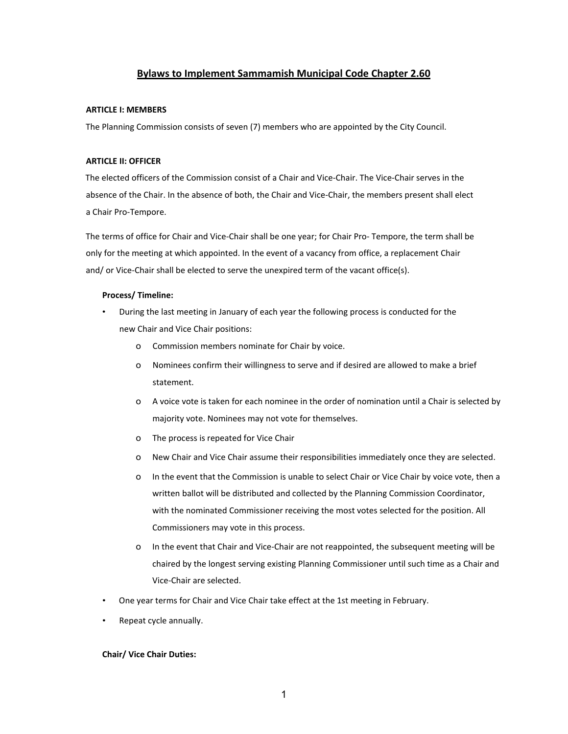# Bylaws to Implement Sammamish Municipal Code Chapter 2.60

**ARTICLE I: MEMBERS**

The Planning Commission consists of seven (7) members who are appointed by the City Council.

**ARTICLE II: OFFICER**

The elected officers of the Commission consist of a Chair and Vice-Chair. The Vice-Chair serves in the absence of the Chair. In the absence of both, the Chair and Vice-Chair, the members present shall elect a Chair Pro-Tempore.

The terms of office for Chair and Vice-Chair shall be one year; for Chair Pro- Tempore, the term shall be only for the meeting at which appointed. In the event of a vacancy from office, a replacement Chair and/ or Vice-Chair shall be elected to serve the unexpired term of the vacant office(s).

**Process/ Timeline:**

- During the last meeting in January of each year the following process is conducted for the new Chair and Vice Chair positions:
  - Commission members nominate for Chair by voice.
  - Nominees confirm their willingness to serve and if desired are allowed to make a brief statement.
  - A voice vote is taken for each nominee in the order of nomination until a Chair is selected by majority vote. Nominees may not vote for themselves.
  - The process is repeated for Vice Chair
  - New Chair and Vice Chair assume their responsibilities immediately once they are selected.
  - In the event that the Commission is unable to select Chair or Vice Chair by voice vote, then a written ballot will be distributed and collected by the Planning Commission Coordinator, with the nominated Commissioner receiving the most votes selected for the position. All Commissioners may vote in this process.
  - In the event that Chair and Vice-Chair are not reappointed, the subsequent meeting will be chaired by the longest serving existing Planning Commissioner until such time as a Chair and Vice-Chair are selected.
- One year terms for Chair and Vice Chair take effect at the 1st meeting in February.
- Repeat cycle annually.

**Chair/ Vice Chair Duties:**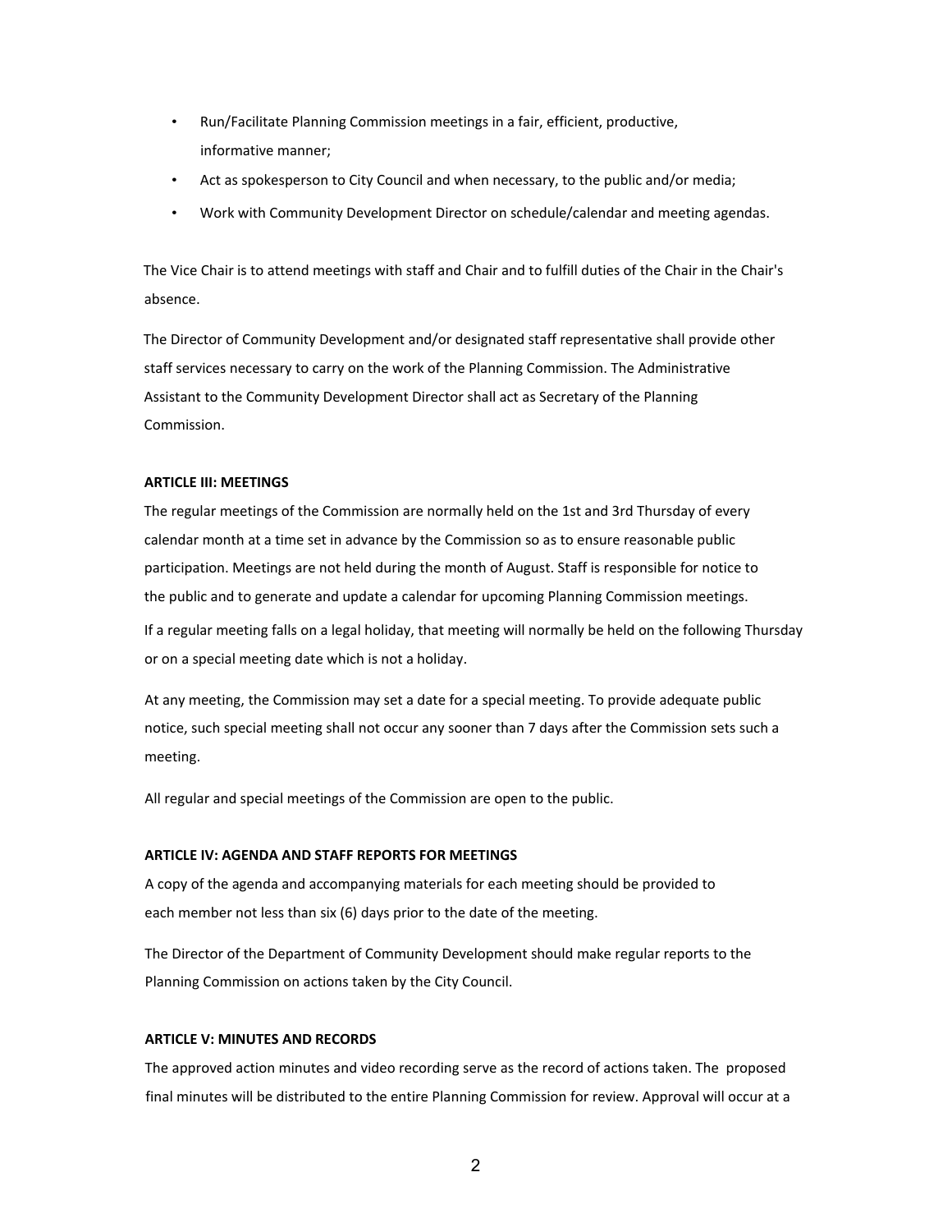- Run/Facilitate Planning Commission meetings in a fair, efficient, productive, informative manner;
- Act as spokesperson to City Council and when necessary, to the public and/or media;
- Work with Community Development Director on schedule/calendar and meeting agendas.

The Vice Chair is to attend meetings with staff and Chair and to fulfill duties of the Chair in the Chair's absence.

The Director of Community Development and/or designated staff representative shall provide other staff services necessary to carry on the work of the Planning Commission. The Administrative Assistant to the Community Development Director shall act as Secretary of the Planning Commission.

**ARTICLE III: MEETINGS**

The regular meetings of the Commission are normally held on the 1st and 3rd Thursday of every calendar month at a time set in advance by the Commission so as to ensure reasonable public participation. Meetings are not held during the month of August. Staff is responsible for notice to the public and to generate and update a calendar for upcoming Planning Commission meetings.

If a regular meeting falls on a legal holiday, that meeting will normally be held on the following Thursday or on a special meeting date which is not a holiday.

At any meeting, the Commission may set a date for a special meeting. To provide adequate public notice, such special meeting shall not occur any sooner than 7 days after the Commission sets such a meeting.

All regular and special meetings of the Commission are open to the public.

**ARTICLE IV: AGENDA AND STAFF REPORTS FOR MEETINGS**

A copy of the agenda and accompanying materials for each meeting should be provided to each member not less than six (6) days prior to the date of the meeting.

The Director of the Department of Community Development should make regular reports to the Planning Commission on actions taken by the City Council.

**ARTICLE V: MINUTES AND RECORDS**

The approved action minutes and video recording serve as the record of actions taken. The proposed final minutes will be distributed to the entire Planning Commission for review. Approval will occur at a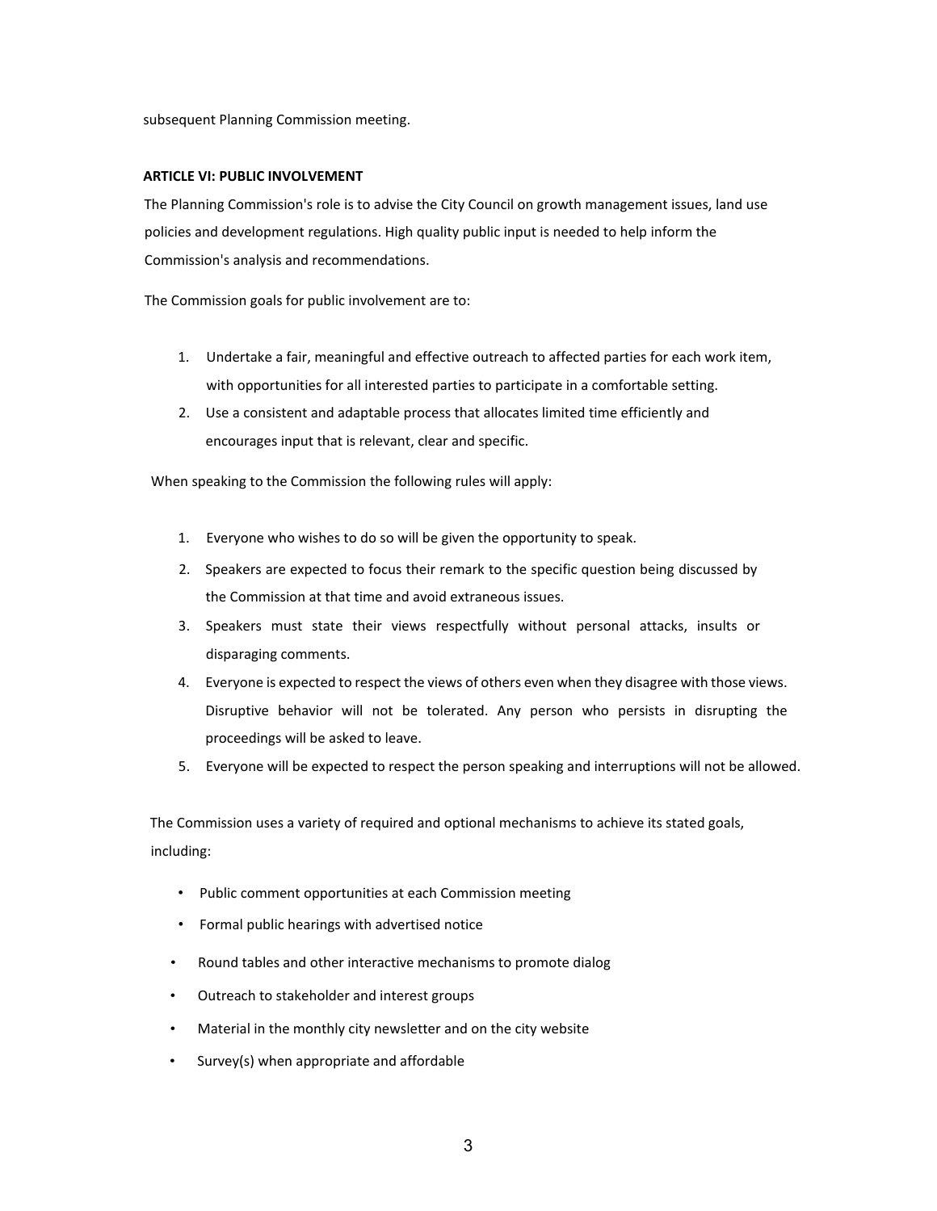subsequent Planning Commission meeting.

**ARTICLE VI: PUBLIC INVOLVEMENT**

The Planning Commission's role is to advise the City Council on growth management issues, land use policies and development regulations. High quality public input is needed to help inform the Commission's analysis and recommendations.

The Commission goals for public involvement are to:

1. Undertake a fair, meaningful and effective outreach to affected parties for each work item, with opportunities for all interested parties to participate in a comfortable setting.
2. Use a consistent and adaptable process that allocates limited time efficiently and encourages input that is relevant, clear and specific.

When speaking to the Commission the following rules will apply:

1. Everyone who wishes to do so will be given the opportunity to speak.
2. Speakers are expected to focus their remark to the specific question being discussed by the Commission at that time and avoid extraneous issues.
3. Speakers must state their views respectfully without personal attacks, insults or disparaging comments.
4. Everyone is expected to respect the views of others even when they disagree with those views. Disruptive behavior will not be tolerated. Any person who persists in disrupting the proceedings will be asked to leave.
5. Everyone will be expected to respect the person speaking and interruptions will not be allowed.

The Commission uses a variety of required and optional mechanisms to achieve its stated goals, including:

- Public comment opportunities at each Commission meeting
- Formal public hearings with advertised notice
- Round tables and other interactive mechanisms to promote dialog
- Outreach to stakeholder and interest groups
- Material in the monthly city newsletter and on the city website
- Survey(s) when appropriate and affordable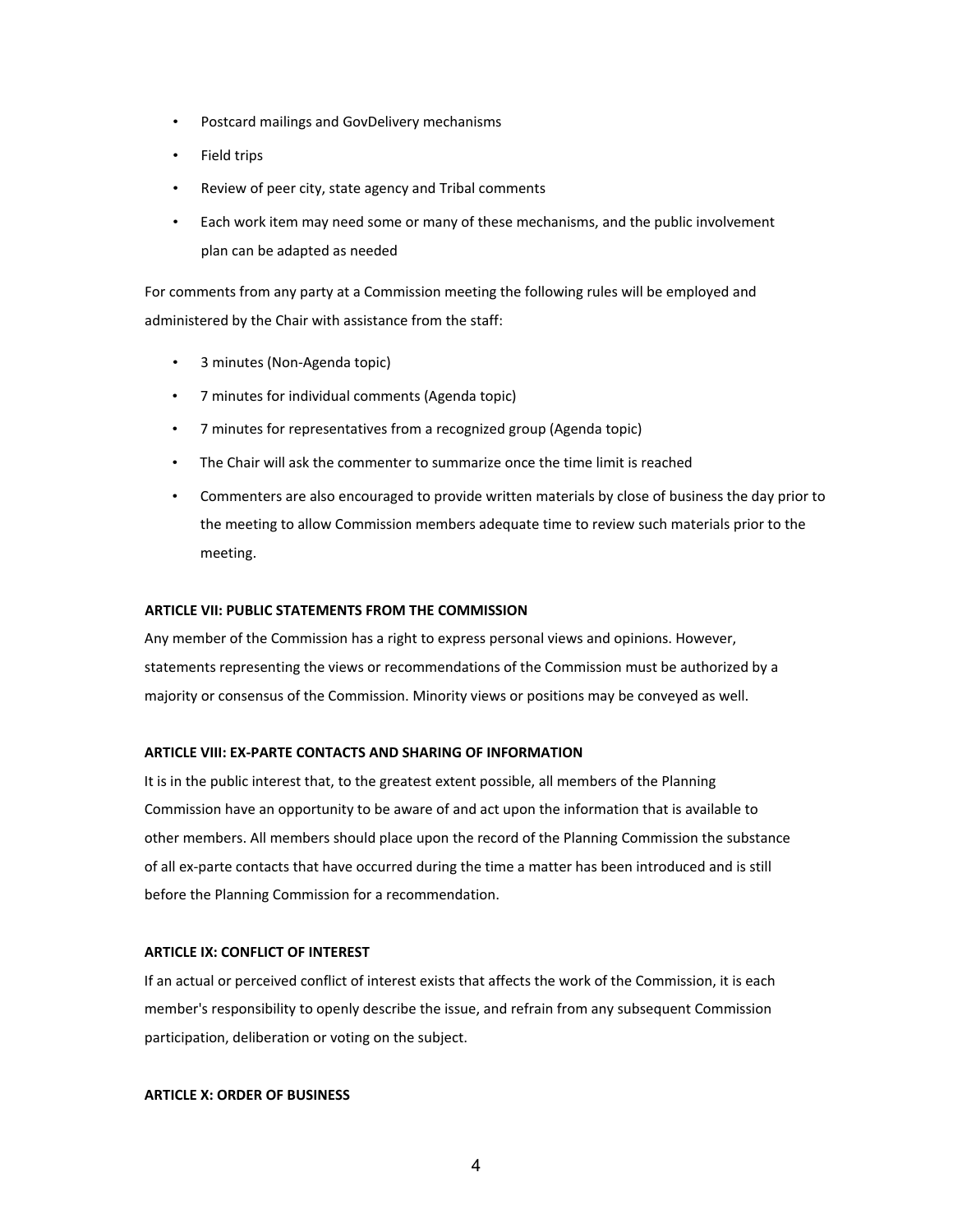- Postcard mailings and GovDelivery mechanisms
- Field trips
- Review of peer city, state agency and Tribal comments
- Each work item may need some or many of these mechanisms, and the public involvement plan can be adapted as needed

For comments from any party at a Commission meeting the following rules will be employed and administered by the Chair with assistance from the staff:

- 3 minutes (Non-Agenda topic)
- 7 minutes for individual comments (Agenda topic)
- 7 minutes for representatives from a recognized group (Agenda topic)
- The Chair will ask the commenter to summarize once the time limit is reached
- Commenters are also encouraged to provide written materials by close of business the day prior to the meeting to allow Commission members adequate time to review such materials prior to the meeting.

**ARTICLE VII: PUBLIC STATEMENTS FROM THE COMMISSION**

Any member of the Commission has a right to express personal views and opinions. However, statements representing the views or recommendations of the Commission must be authorized by a majority or consensus of the Commission. Minority views or positions may be conveyed as well.

**ARTICLE VIII: EX-PARTE CONTACTS AND SHARING OF INFORMATION**

It is in the public interest that, to the greatest extent possible, all members of the Planning Commission have an opportunity to be aware of and act upon the information that is available to other members. All members should place upon the record of the Planning Commission the substance of all ex-parte contacts that have occurred during the time a matter has been introduced and is still before the Planning Commission for a recommendation.

**ARTICLE IX: CONFLICT OF INTEREST**

If an actual or perceived conflict of interest exists that affects the work of the Commission, it is each member's responsibility to openly describe the issue, and refrain from any subsequent Commission participation, deliberation or voting on the subject.

**ARTICLE X: ORDER OF BUSINESS**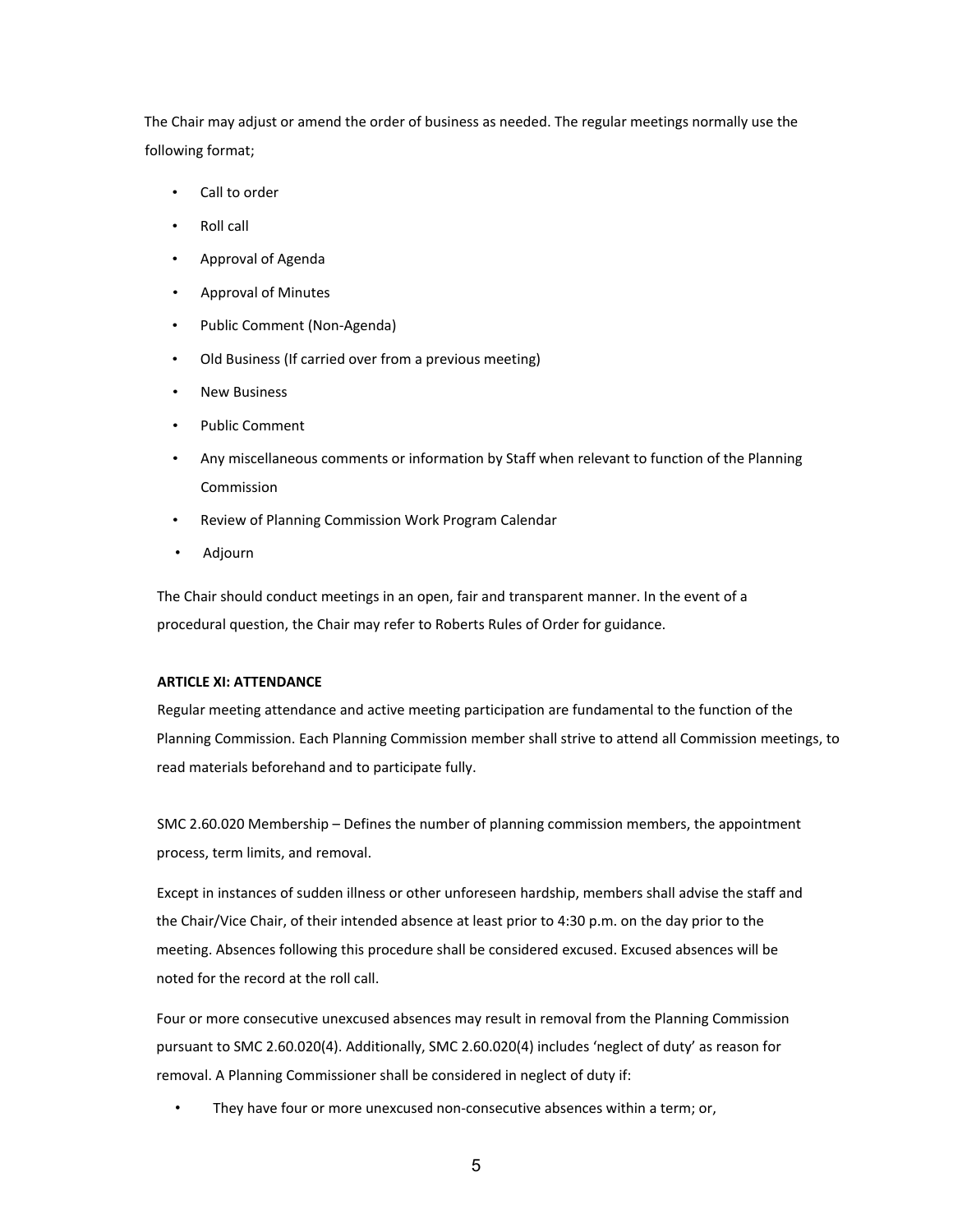The Chair may adjust or amend the order of business as needed. The regular meetings normally use the following format;

- Call to order
- Roll call
- Approval of Agenda
- Approval of Minutes
- Public Comment (Non-Agenda)
- Old Business (If carried over from a previous meeting)
- New Business
- Public Comment
- Any miscellaneous comments or information by Staff when relevant to function of the Planning Commission
- Review of Planning Commission Work Program Calendar
- Adjourn

The Chair should conduct meetings in an open, fair and transparent manner. In the event of a procedural question, the Chair may refer to Roberts Rules of Order for guidance.

**ARTICLE XI: ATTENDANCE**

Regular meeting attendance and active meeting participation are fundamental to the function of the Planning Commission. Each Planning Commission member shall strive to attend all Commission meetings, to read materials beforehand and to participate fully.

SMC 2.60.020 Membership – Defines the number of planning commission members, the appointment process, term limits, and removal.

Except in instances of sudden illness or other unforeseen hardship, members shall advise the staff and the Chair/Vice Chair, of their intended absence at least prior to 4:30 p.m. on the day prior to the meeting. Absences following this procedure shall be considered excused. Excused absences will be noted for the record at the roll call.

Four or more consecutive unexcused absences may result in removal from the Planning Commission pursuant to SMC 2.60.020(4). Additionally, SMC 2.60.020(4) includes 'neglect of duty' as reason for removal. A Planning Commissioner shall be considered in neglect of duty if:

- They have four or more unexcused non-consecutive absences within a term; or,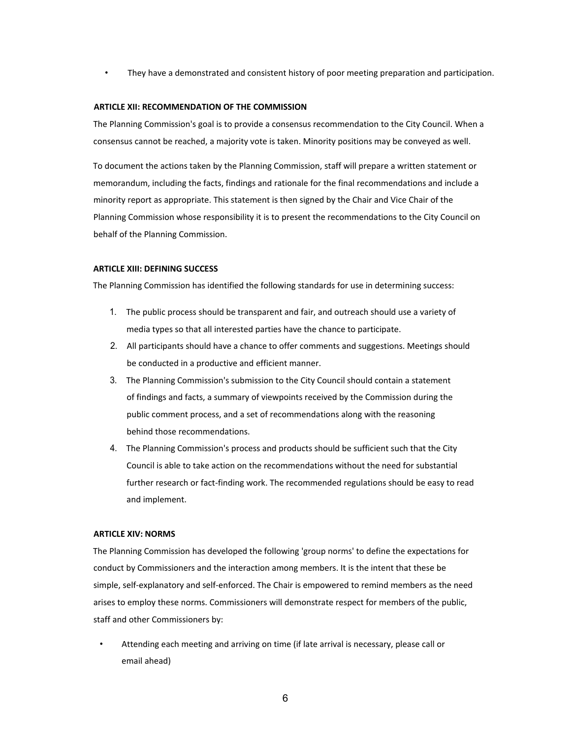- They have a demonstrated and consistent history of poor meeting preparation and participation.

## ARTICLE XII: RECOMMENDATION OF THE COMMISSION

The Planning Commission's goal is to provide a consensus recommendation to the City Council. When a consensus cannot be reached, a majority vote is taken. Minority positions may be conveyed as well.

To document the actions taken by the Planning Commission, staff will prepare a written statement or memorandum, including the facts, findings and rationale for the final recommendations and include a minority report as appropriate. This statement is then signed by the Chair and Vice Chair of the Planning Commission whose responsibility it is to present the recommendations to the City Council on behalf of the Planning Commission.

## ARTICLE XIII: DEFINING SUCCESS

The Planning Commission has identified the following standards for use in determining success:

1. The public process should be transparent and fair, and outreach should use a variety of media types so that all interested parties have the chance to participate.
2. All participants should have a chance to offer comments and suggestions. Meetings should be conducted in a productive and efficient manner.
3. The Planning Commission's submission to the City Council should contain a statement of findings and facts, a summary of viewpoints received by the Commission during the public comment process, and a set of recommendations along with the reasoning behind those recommendations.
4. The Planning Commission's process and products should be sufficient such that the City Council is able to take action on the recommendations without the need for substantial further research or fact-finding work. The recommended regulations should be easy to read and implement.

## ARTICLE XIV: NORMS

The Planning Commission has developed the following 'group norms' to define the expectations for conduct by Commissioners and the interaction among members. It is the intent that these be simple, self-explanatory and self-enforced. The Chair is empowered to remind members as the need arises to employ these norms. Commissioners will demonstrate respect for members of the public, staff and other Commissioners by:

- Attending each meeting and arriving on time (if late arrival is necessary, please call or email ahead)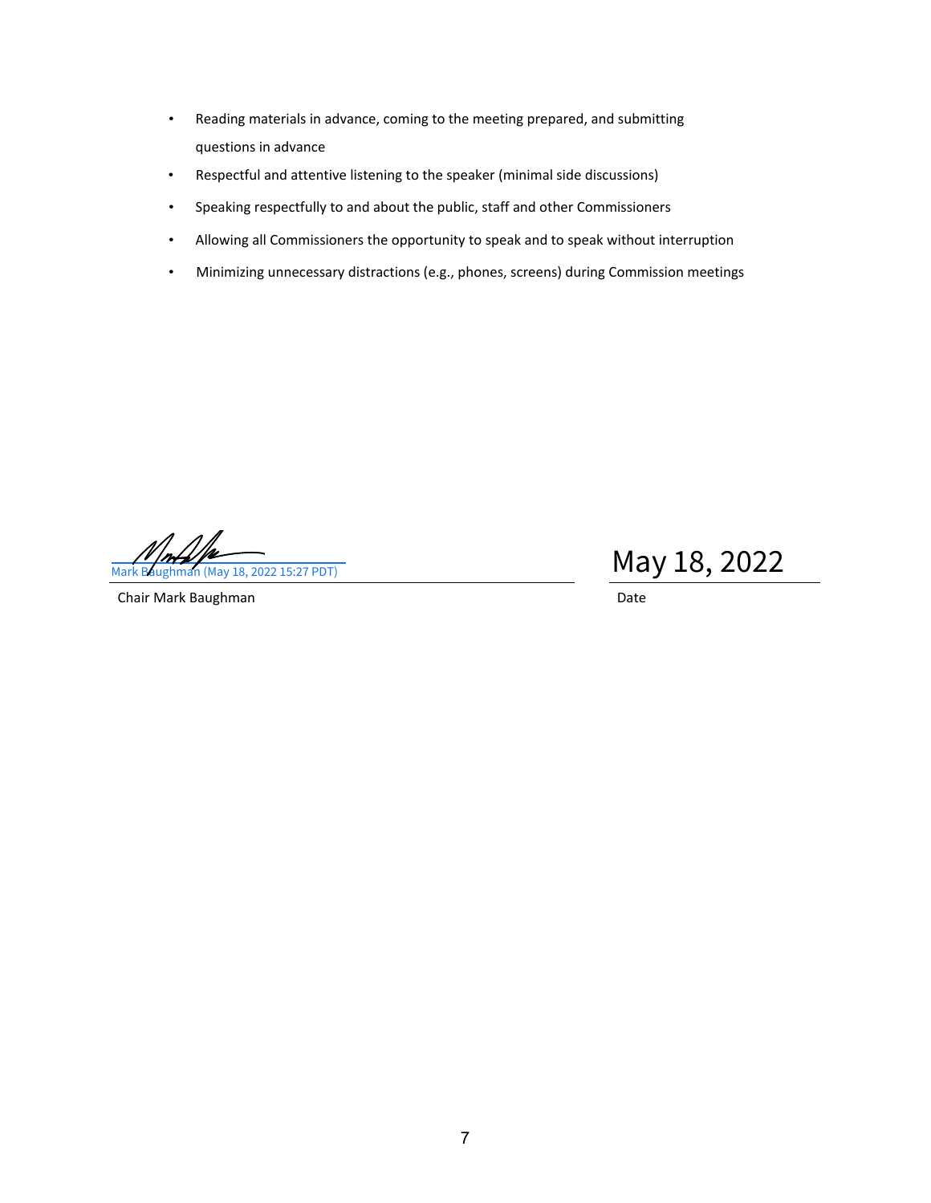- Reading materials in advance, coming to the meeting prepared, and submitting questions in advance
- Respectful and attentive listening to the speaker (minimal side discussions)
- Speaking respectfully to and about the public, staff and other Commissioners
- Allowing all Commissioners the opportunity to speak and to speak without interruption
- Minimizing unnecessary distractions (e.g., phones, screens) during Commission meetings

Mark Baughman (May 18, 2022 15:27 PDT)

Chair Mark Baughman

May 18, 2022

Date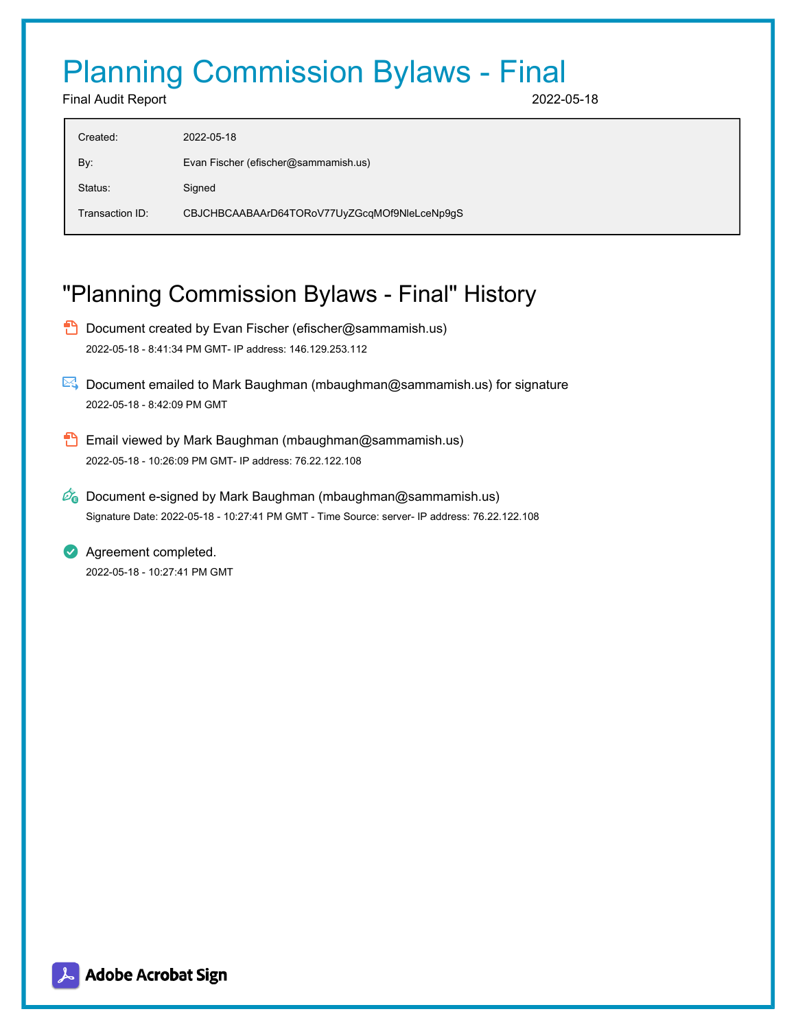# Planning Commission Bylaws - Final

Final Audit Report 2022-05-18

| | |
|---|---|
| Created: | 2022-05-18 |
| By: | Evan Fischer (efischer@sammamish.us) |
| Status: | Signed |
| Transaction ID: | CBJCHBCAABAArD64TORoV77UyZGcqMOf9NleLceNp9gS |

## "Planning Commission Bylaws - Final" History

Document created by Evan Fischer (efischer@sammamish.us)
2022-05-18 - 8:41:34 PM GMT- IP address: 146.129.253.112

Document emailed to Mark Baughman (mbaughman@sammamish.us) for signature
2022-05-18 - 8:42:09 PM GMT

Email viewed by Mark Baughman (mbaughman@sammamish.us)
2022-05-18 - 10:26:09 PM GMT- IP address: 76.22.122.108

Document e-signed by Mark Baughman (mbaughman@sammamish.us)
Signature Date: 2022-05-18 - 10:27:41 PM GMT - Time Source: server- IP address: 76.22.122.108

Agreement completed.
2022-05-18 - 10:27:41 PM GMT

Adobe Acrobat Sign